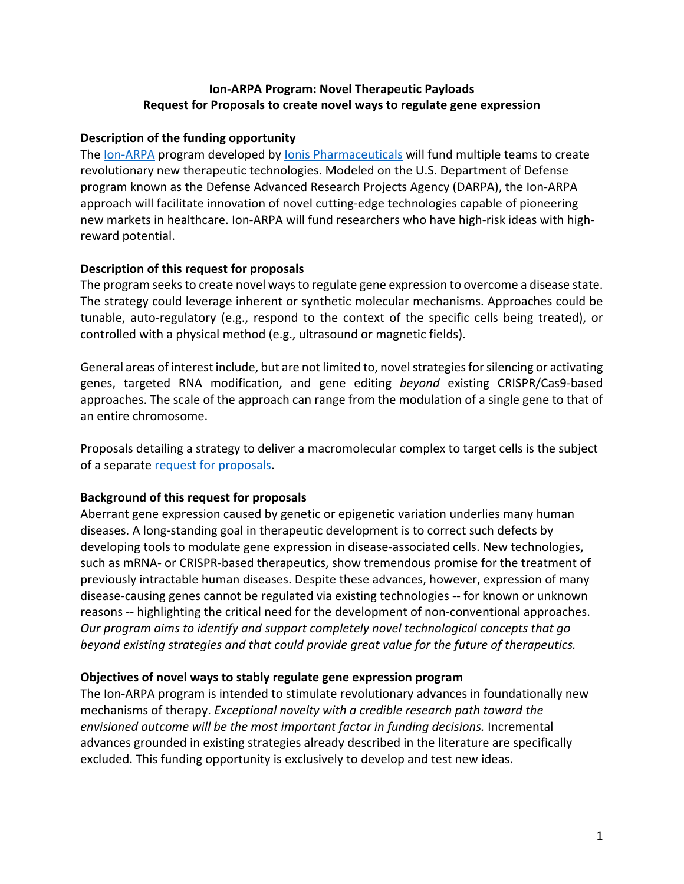**Ion-ARPA Program: Novel Therapeutic Payloads**
**Request for Proposals to create novel ways to regulate gene expression**

**Description of the funding opportunity**

The Ion-ARPA program developed by Ionis Pharmaceuticals will fund multiple teams to create revolutionary new therapeutic technologies. Modeled on the U.S. Department of Defense program known as the Defense Advanced Research Projects Agency (DARPA), the Ion-ARPA approach will facilitate innovation of novel cutting-edge technologies capable of pioneering new markets in healthcare. Ion-ARPA will fund researchers who have high-risk ideas with high-reward potential.

**Description of this request for proposals**

The program seeks to create novel ways to regulate gene expression to overcome a disease state. The strategy could leverage inherent or synthetic molecular mechanisms. Approaches could be tunable, auto-regulatory (e.g., respond to the context of the specific cells being treated), or controlled with a physical method (e.g., ultrasound or magnetic fields).

General areas of interest include, but are not limited to, novel strategies for silencing or activating genes, targeted RNA modification, and gene editing *beyond* existing CRISPR/Cas9-based approaches. The scale of the approach can range from the modulation of a single gene to that of an entire chromosome.

Proposals detailing a strategy to deliver a macromolecular complex to target cells is the subject of a separate request for proposals.

**Background of this request for proposals**

Aberrant gene expression caused by genetic or epigenetic variation underlies many human diseases. A long-standing goal in therapeutic development is to correct such defects by developing tools to modulate gene expression in disease-associated cells. New technologies, such as mRNA- or CRISPR-based therapeutics, show tremendous promise for the treatment of previously intractable human diseases. Despite these advances, however, expression of many disease-causing genes cannot be regulated via existing technologies -- for known or unknown reasons -- highlighting the critical need for the development of non-conventional approaches. *Our program aims to identify and support completely novel technological concepts that go beyond existing strategies and that could provide great value for the future of therapeutics.*

**Objectives of novel ways to stably regulate gene expression program**

The Ion-ARPA program is intended to stimulate revolutionary advances in foundationally new mechanisms of therapy. *Exceptional novelty with a credible research path toward the envisioned outcome will be the most important factor in funding decisions.* Incremental advances grounded in existing strategies already described in the literature are specifically excluded. This funding opportunity is exclusively to develop and test new ideas.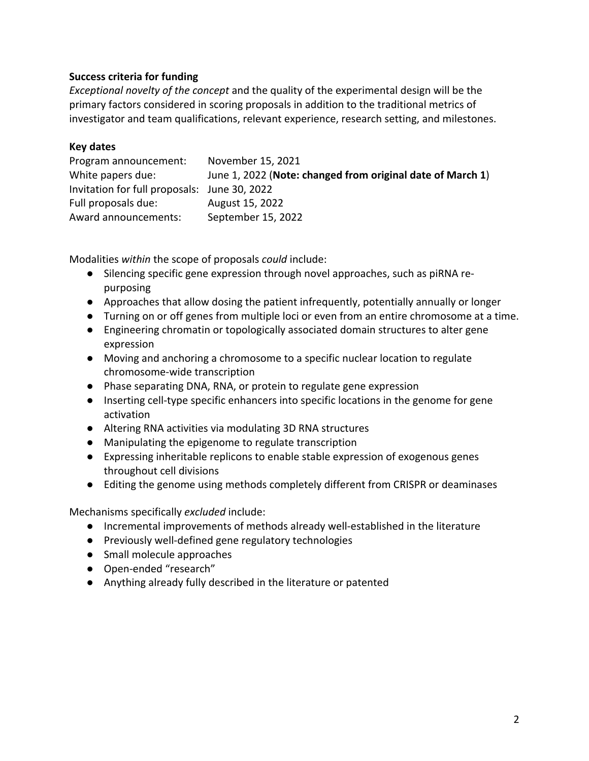**Success criteria for funding**

*Exceptional novelty of the concept* and the quality of the experimental design will be the primary factors considered in scoring proposals in addition to the traditional metrics of investigator and team qualifications, relevant experience, research setting, and milestones.

**Key dates**

| | |
|---|---|
| Program announcement: | November 15, 2021 |
| White papers due: | June 1, 2022 (**Note: changed from original date of March 1**) |
| Invitation for full proposals: | June 30, 2022 |
| Full proposals due: | August 15, 2022 |
| Award announcements: | September 15, 2022 |

Modalities *within* the scope of proposals *could* include:

- Silencing specific gene expression through novel approaches, such as piRNA re-purposing
- Approaches that allow dosing the patient infrequently, potentially annually or longer
- Turning on or off genes from multiple loci or even from an entire chromosome at a time.
- Engineering chromatin or topologically associated domain structures to alter gene expression
- Moving and anchoring a chromosome to a specific nuclear location to regulate chromosome-wide transcription
- Phase separating DNA, RNA, or protein to regulate gene expression
- Inserting cell-type specific enhancers into specific locations in the genome for gene activation
- Altering RNA activities via modulating 3D RNA structures
- Manipulating the epigenome to regulate transcription
- Expressing inheritable replicons to enable stable expression of exogenous genes throughout cell divisions
- Editing the genome using methods completely different from CRISPR or deaminases

Mechanisms specifically *excluded* include:

- Incremental improvements of methods already well-established in the literature
- Previously well-defined gene regulatory technologies
- Small molecule approaches
- Open-ended "research"
- Anything already fully described in the literature or patented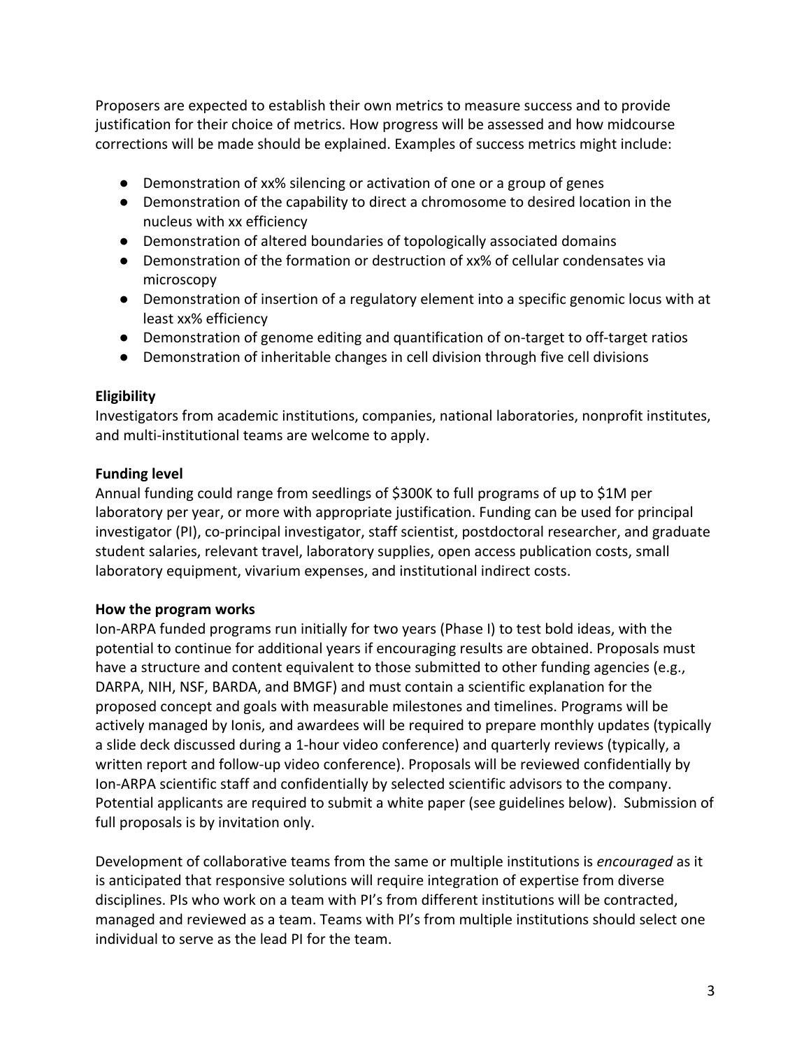Proposers are expected to establish their own metrics to measure success and to provide justification for their choice of metrics. How progress will be assessed and how midcourse corrections will be made should be explained. Examples of success metrics might include:

- Demonstration of xx% silencing or activation of one or a group of genes
- Demonstration of the capability to direct a chromosome to desired location in the nucleus with xx efficiency
- Demonstration of altered boundaries of topologically associated domains
- Demonstration of the formation or destruction of xx% of cellular condensates via microscopy
- Demonstration of insertion of a regulatory element into a specific genomic locus with at least xx% efficiency
- Demonstration of genome editing and quantification of on-target to off-target ratios
- Demonstration of inheritable changes in cell division through five cell divisions

**Eligibility**

Investigators from academic institutions, companies, national laboratories, nonprofit institutes, and multi-institutional teams are welcome to apply.

**Funding level**

Annual funding could range from seedlings of $300K to full programs of up to $1M per laboratory per year, or more with appropriate justification. Funding can be used for principal investigator (PI), co-principal investigator, staff scientist, postdoctoral researcher, and graduate student salaries, relevant travel, laboratory supplies, open access publication costs, small laboratory equipment, vivarium expenses, and institutional indirect costs.

**How the program works**

Ion-ARPA funded programs run initially for two years (Phase I) to test bold ideas, with the potential to continue for additional years if encouraging results are obtained. Proposals must have a structure and content equivalent to those submitted to other funding agencies (e.g., DARPA, NIH, NSF, BARDA, and BMGF) and must contain a scientific explanation for the proposed concept and goals with measurable milestones and timelines. Programs will be actively managed by Ionis, and awardees will be required to prepare monthly updates (typically a slide deck discussed during a 1-hour video conference) and quarterly reviews (typically, a written report and follow-up video conference). Proposals will be reviewed confidentially by Ion-ARPA scientific staff and confidentially by selected scientific advisors to the company. Potential applicants are required to submit a white paper (see guidelines below). Submission of full proposals is by invitation only.

Development of collaborative teams from the same or multiple institutions is *encouraged* as it is anticipated that responsive solutions will require integration of expertise from diverse disciplines. PIs who work on a team with PI's from different institutions will be contracted, managed and reviewed as a team. Teams with PI's from multiple institutions should select one individual to serve as the lead PI for the team.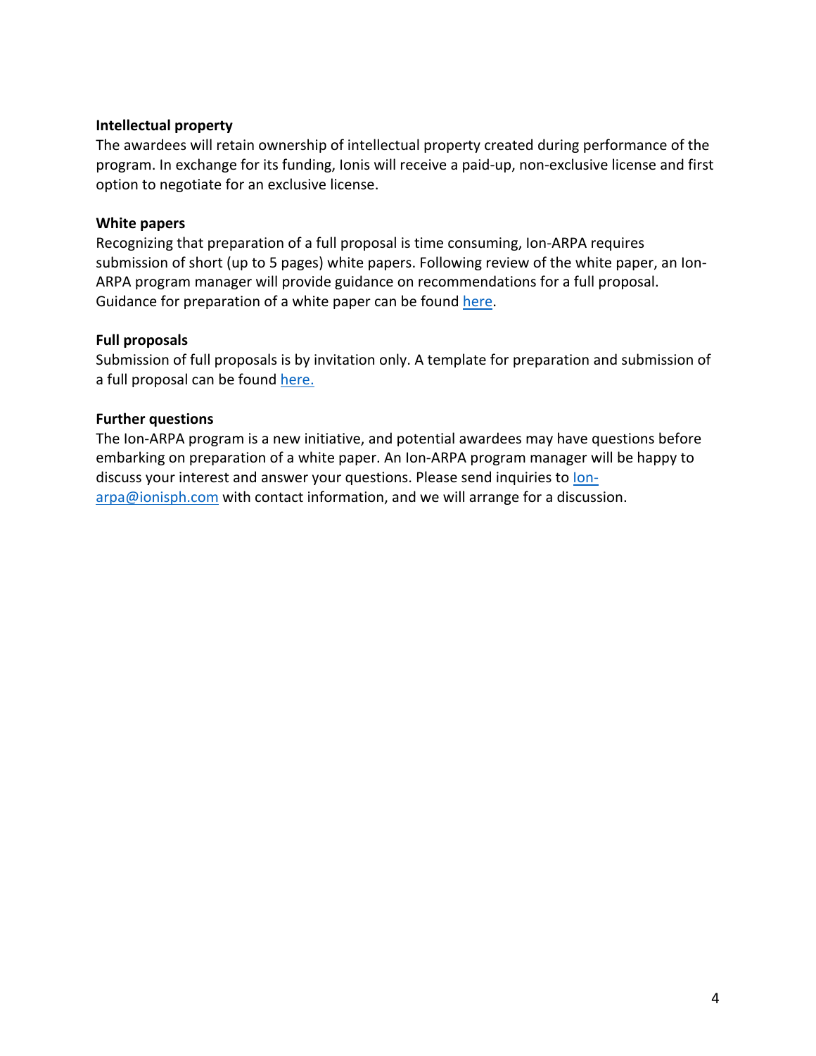**Intellectual property**

The awardees will retain ownership of intellectual property created during performance of the program. In exchange for its funding, Ionis will receive a paid-up, non-exclusive license and first option to negotiate for an exclusive license.

**White papers**

Recognizing that preparation of a full proposal is time consuming, Ion-ARPA requires submission of short (up to 5 pages) white papers. Following review of the white paper, an Ion-ARPA program manager will provide guidance on recommendations for a full proposal. Guidance for preparation of a white paper can be found here.

**Full proposals**

Submission of full proposals is by invitation only. A template for preparation and submission of a full proposal can be found here.

**Further questions**

The Ion-ARPA program is a new initiative, and potential awardees may have questions before embarking on preparation of a white paper. An Ion-ARPA program manager will be happy to discuss your interest and answer your questions. Please send inquiries to Ion-arpa@ionisph.com with contact information, and we will arrange for a discussion.